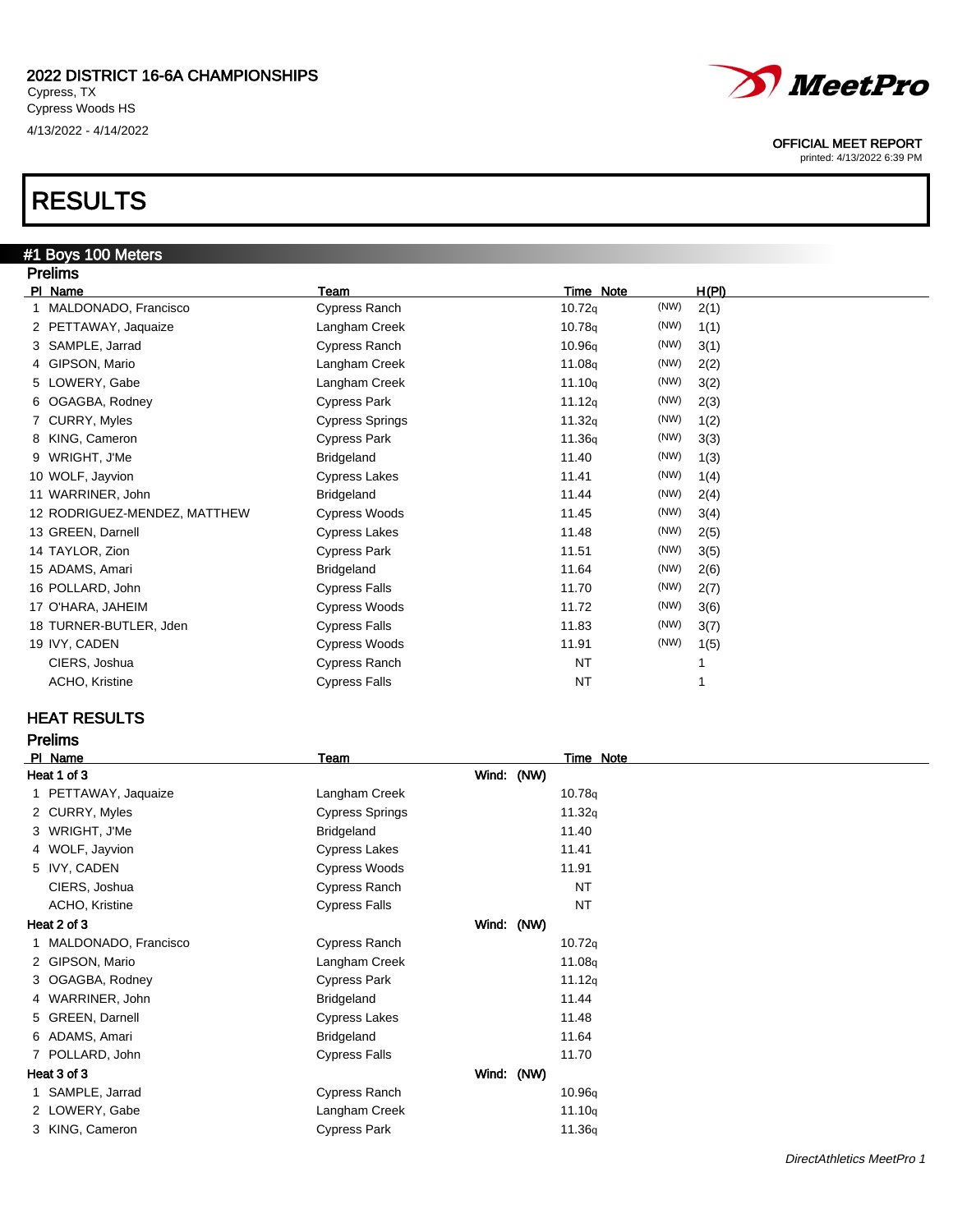2022 DISTRICT 16-6A CHAMPIONSHIPS
Cypress, TX
Cypress Woods HS
4/13/2022 - 4/14/2022

OFFICIAL MEET REPORT
printed: 4/13/2022 6:39 PM

# RESULTS

## #1 Boys 100 Meters

### Prelims

| Pl | Name | Team | Time | Note | | H(Pl) |
|---|---|---|---|---|---|---|
| 1 | MALDONADO, Francisco | Cypress Ranch | 10.72q | | (NW) | 2(1) |
| 2 | PETTAWAY, Jaquaize | Langham Creek | 10.78q | | (NW) | 1(1) |
| 3 | SAMPLE, Jarrad | Cypress Ranch | 10.96q | | (NW) | 3(1) |
| 4 | GIPSON, Mario | Langham Creek | 11.08q | | (NW) | 2(2) |
| 5 | LOWERY, Gabe | Langham Creek | 11.10q | | (NW) | 3(2) |
| 6 | OGAGBA, Rodney | Cypress Park | 11.12q | | (NW) | 2(3) |
| 7 | CURRY, Myles | Cypress Springs | 11.32q | | (NW) | 1(2) |
| 8 | KING, Cameron | Cypress Park | 11.36q | | (NW) | 3(3) |
| 9 | WRIGHT, J'Me | Bridgeland | 11.40 | | (NW) | 1(3) |
| 10 | WOLF, Jayvion | Cypress Lakes | 11.41 | | (NW) | 1(4) |
| 11 | WARRINER, John | Bridgeland | 11.44 | | (NW) | 2(4) |
| 12 | RODRIGUEZ-MENDEZ, MATTHEW | Cypress Woods | 11.45 | | (NW) | 3(4) |
| 13 | GREEN, Darnell | Cypress Lakes | 11.48 | | (NW) | 2(5) |
| 14 | TAYLOR, Zion | Cypress Park | 11.51 | | (NW) | 3(5) |
| 15 | ADAMS, Amari | Bridgeland | 11.64 | | (NW) | 2(6) |
| 16 | POLLARD, John | Cypress Falls | 11.70 | | (NW) | 2(7) |
| 17 | O'HARA, JAHEIM | Cypress Woods | 11.72 | | (NW) | 3(6) |
| 18 | TURNER-BUTLER, Jden | Cypress Falls | 11.83 | | (NW) | 3(7) |
| 19 | IVY, CADEN | Cypress Woods | 11.91 | | (NW) | 1(5) |
| | CIERS, Joshua | Cypress Ranch | NT | | | 1 |
| | ACHO, Kristine | Cypress Falls | NT | | | 1 |

## HEAT RESULTS

### Prelims

| Pl | Name | Team | | Time | Note |
|---|---|---|---|---|---|
| **Heat 1 of 3** | | | Wind: (NW) | | |
| 1 | PETTAWAY, Jaquaize | Langham Creek | | 10.78q | |
| 2 | CURRY, Myles | Cypress Springs | | 11.32q | |
| 3 | WRIGHT, J'Me | Bridgeland | | 11.40 | |
| 4 | WOLF, Jayvion | Cypress Lakes | | 11.41 | |
| 5 | IVY, CADEN | Cypress Woods | | 11.91 | |
| | CIERS, Joshua | Cypress Ranch | | NT | |
| | ACHO, Kristine | Cypress Falls | | NT | |
| **Heat 2 of 3** | | | Wind: (NW) | | |
| 1 | MALDONADO, Francisco | Cypress Ranch | | 10.72q | |
| 2 | GIPSON, Mario | Langham Creek | | 11.08q | |
| 3 | OGAGBA, Rodney | Cypress Park | | 11.12q | |
| 4 | WARRINER, John | Bridgeland | | 11.44 | |
| 5 | GREEN, Darnell | Cypress Lakes | | 11.48 | |
| 6 | ADAMS, Amari | Bridgeland | | 11.64 | |
| 7 | POLLARD, John | Cypress Falls | | 11.70 | |
| **Heat 3 of 3** | | | Wind: (NW) | | |
| 1 | SAMPLE, Jarrad | Cypress Ranch | | 10.96q | |
| 2 | LOWERY, Gabe | Langham Creek | | 11.10q | |
| 3 | KING, Cameron | Cypress Park | | 11.36q | |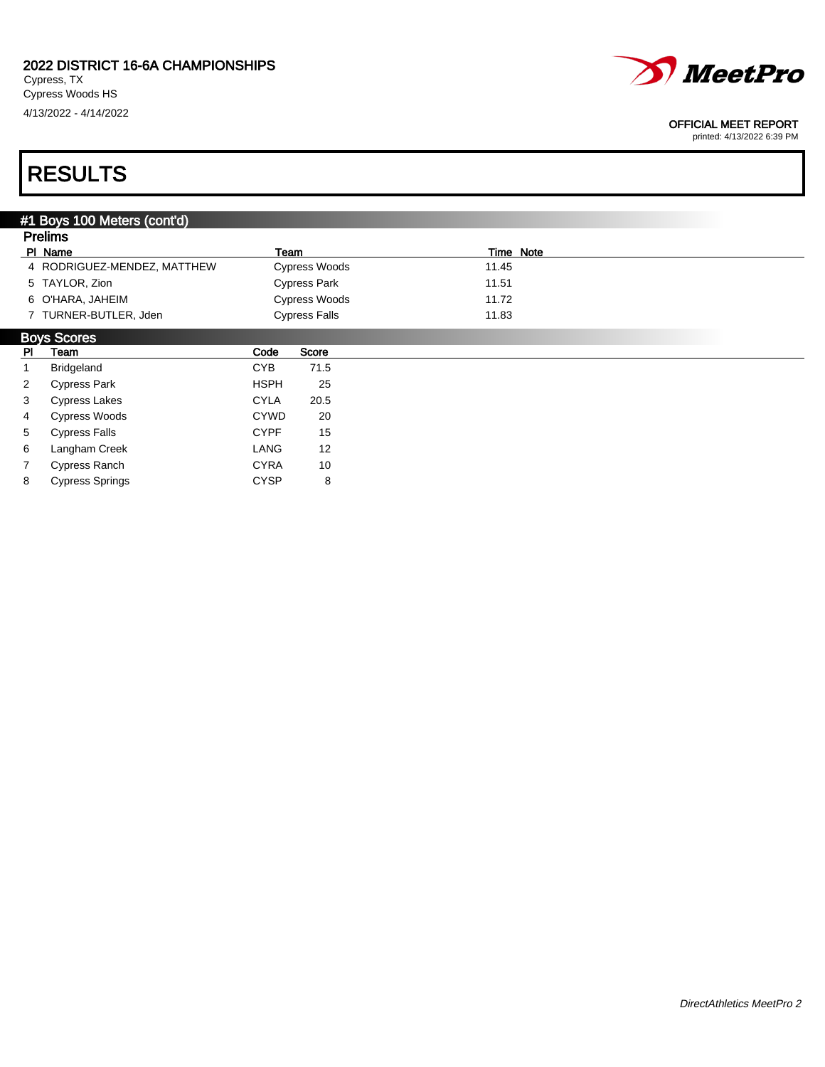# RESULTS

## #1 Boys 100 Meters (cont'd)

### Prelims

| Pl | Name | Team | Time | Note |
|---|---|---|---|---|
| 4 | RODRIGUEZ-MENDEZ, MATTHEW | Cypress Woods | 11.45 | |
| 5 | TAYLOR, Zion | Cypress Park | 11.51 | |
| 6 | O'HARA, JAHEIM | Cypress Woods | 11.72 | |
| 7 | TURNER-BUTLER, Jden | Cypress Falls | 11.83 | |

## Boys Scores

| Pl | Team | Code | Score |
|---|---|---|---|
| 1 | Bridgeland | CYB | 71.5 |
| 2 | Cypress Park | HSPH | 25 |
| 3 | Cypress Lakes | CYLA | 20.5 |
| 4 | Cypress Woods | CYWD | 20 |
| 5 | Cypress Falls | CYPF | 15 |
| 6 | Langham Creek | LANG | 12 |
| 7 | Cypress Ranch | CYRA | 10 |
| 8 | Cypress Springs | CYSP | 8 |